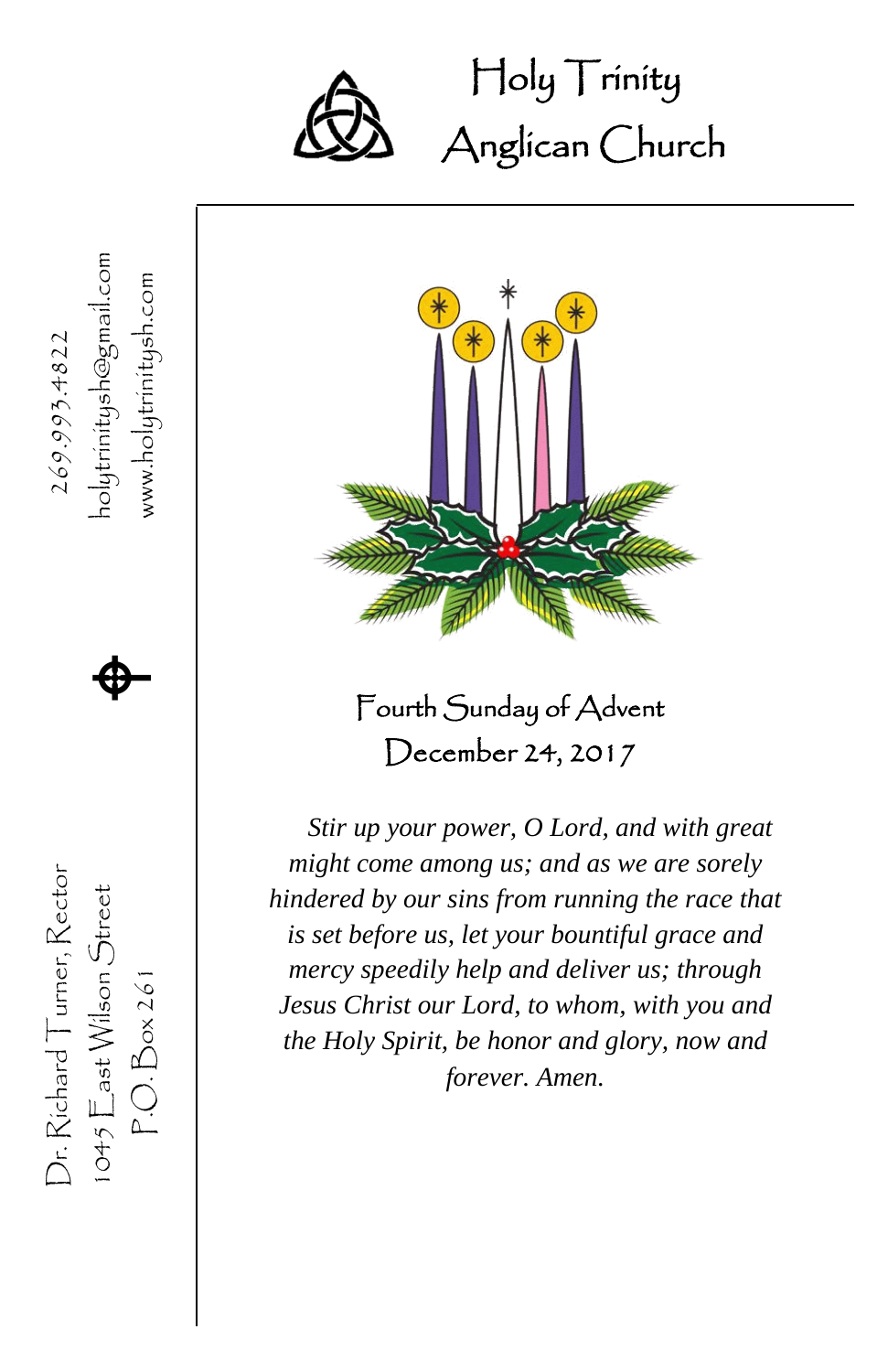# Holy Trinity Anglican Church

269.993.4822

holytrinitysh@gmail.com

www.holytrinitysh.com

Dr. Richard Turner, Rector

1045 East Wilson Street

P.O. Box 261

## Fourth Sunday of Advent

## December 24, 2017

*Stir up your power, O Lord, and with great might come among us; and as we are sorely hindered by our sins from running the race that is set before us, let your bountiful grace and mercy speedily help and deliver us; through Jesus Christ our Lord, to whom, with you and the Holy Spirit, be honor and glory, now and forever. Amen.*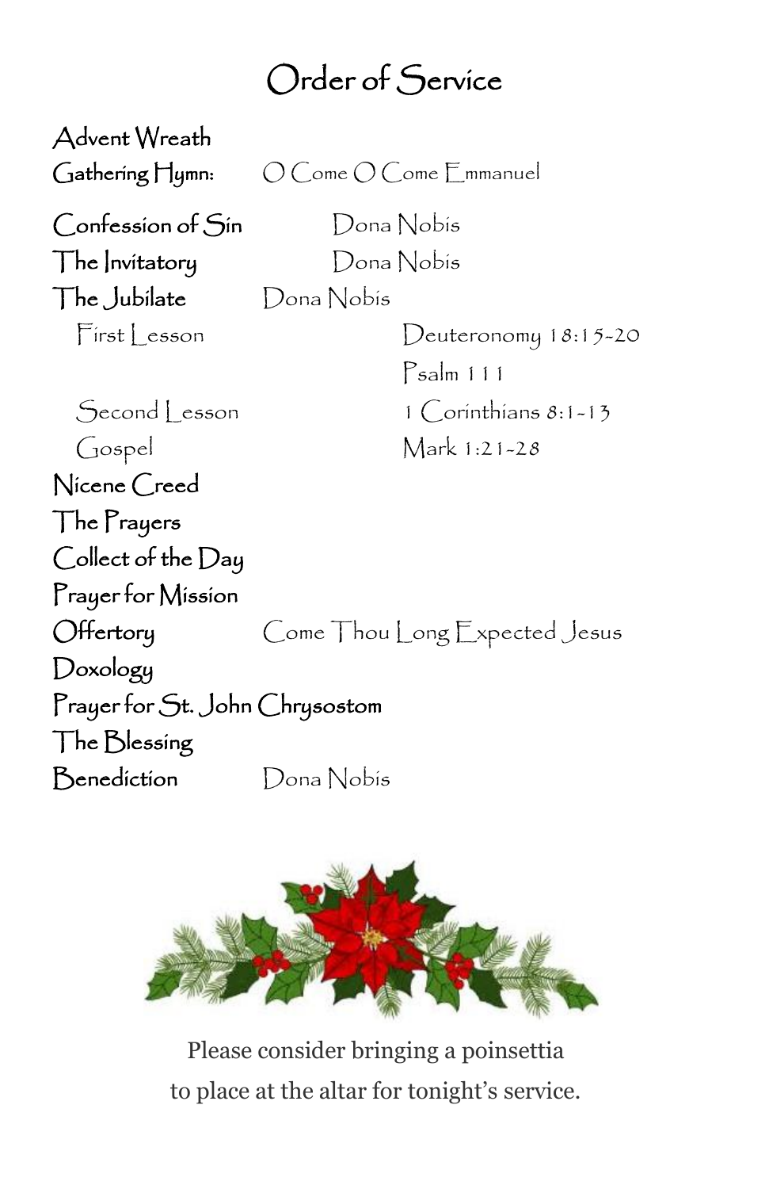# Order of Service

| | |
|---|---|
| Advent Wreath | |
| Gathering Hymn: | O Come O Come Emmanuel |
| Confession of Sin | Dona Nobis |
| The Invitatory | Dona Nobis |
| The Jubilate | Dona Nobis |
| First Lesson | Deuteronomy 18:15-20 |
| | Psalm 111 |
| Second Lesson | 1 Corinthians 8:1-13 |
| Gospel | Mark 1:21-28 |
| Nicene Creed | |
| The Prayers | |
| Collect of the Day | |
| Prayer for Mission | |
| Offertory | Come Thou Long Expected Jesus |
| Doxology | |
| Prayer for St. John Chrysostom | |
| The Blessing | |
| Benediction | Dona Nobis |

Please consider bringing a poinsettia
to place at the altar for tonight's service.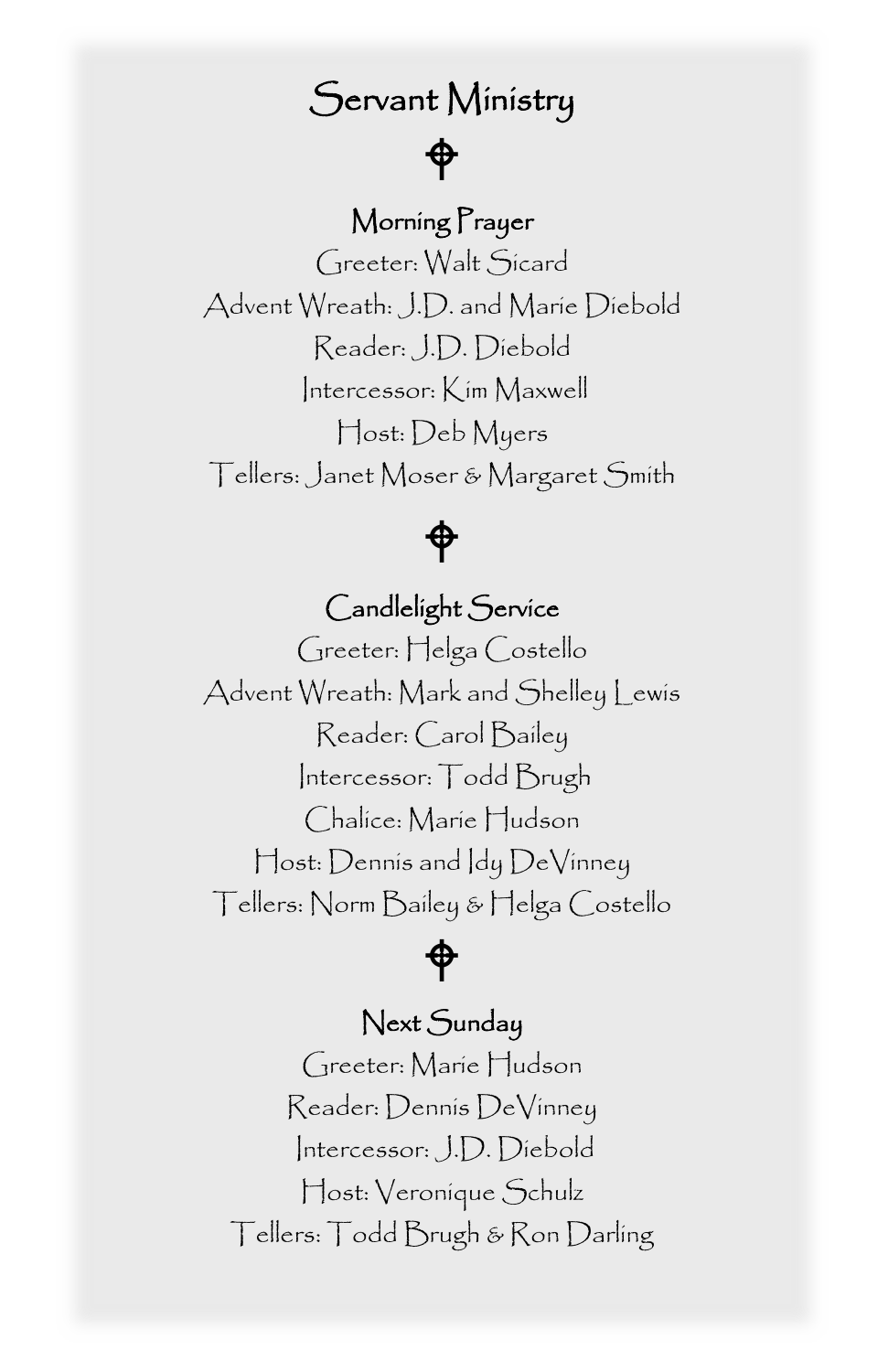# Servant Ministry

## Morning Prayer

Greeter: Walt Sicard

Advent Wreath: J.D. and Marie Diebold

Reader: J.D. Diebold

Intercessor: Kim Maxwell

Host: Deb Myers

Tellers: Janet Moser & Margaret Smith

## Candlelight Service

Greeter: Helga Costello

Advent Wreath: Mark and Shelley Lewis

Reader: Carol Bailey

Intercessor: Todd Brugh

Chalice: Marie Hudson

Host: Dennis and Idy DeVinney

Tellers: Norm Bailey & Helga Costello

## Next Sunday

Greeter: Marie Hudson

Reader: Dennis DeVinney

Intercessor: J.D. Diebold

Host: Veronique Schulz

Tellers: Todd Brugh & Ron Darling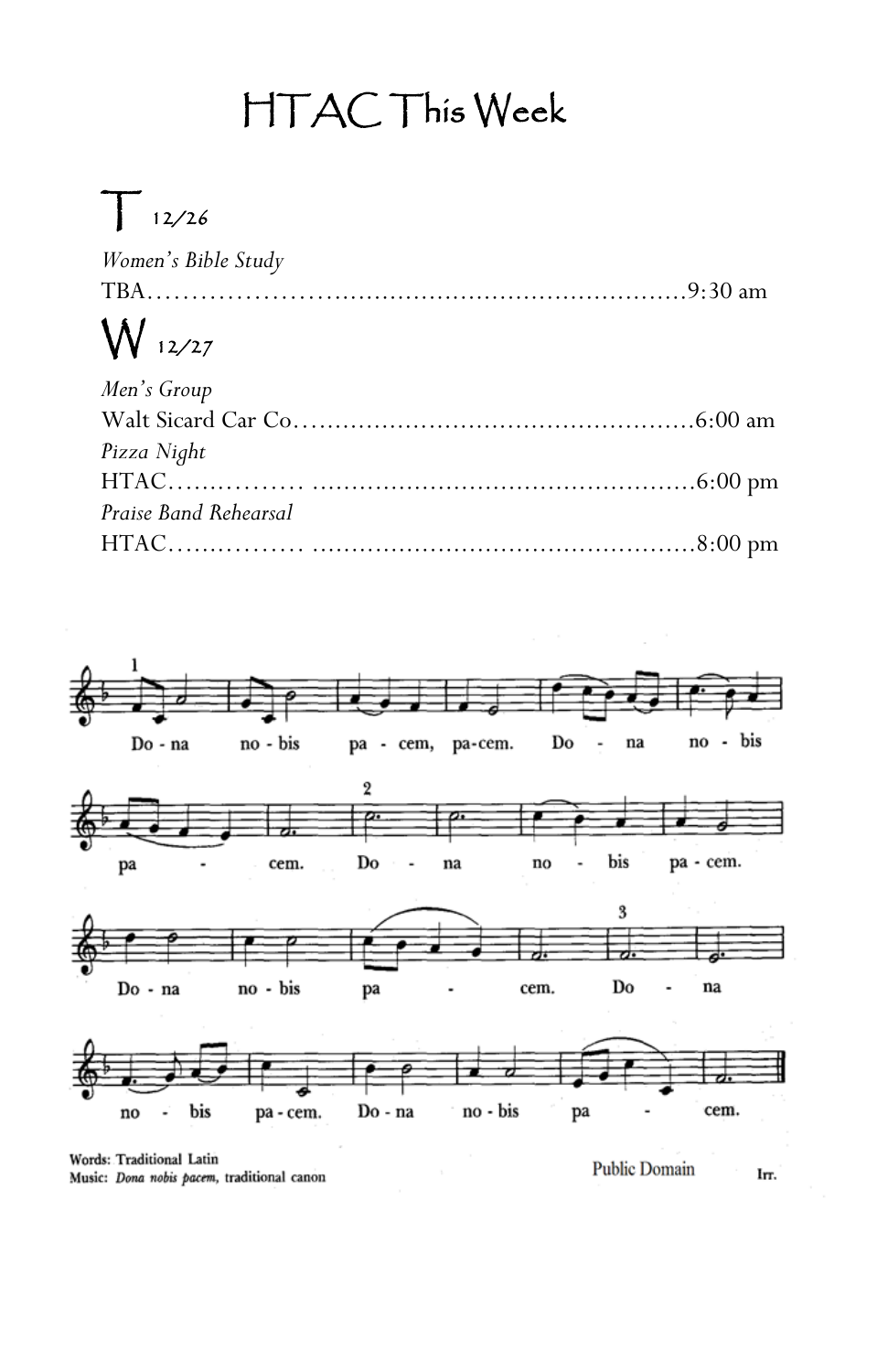# HTAC This Week

## T 12/26

*Women's Bible Study*

TBA……………………………………………………………9:30 am

## W 12/27

*Men's Group*

Walt Sicard Car Co……………………………………………6:00 am

*Pizza Night*

HTAC……………………………………………………………6:00 pm

*Praise Band Rehearsal*

HTAC……………………………………………………………8:00 pm

Do - na no - bis pa - cem, pa-cem. Do - na no - bis pa - cem. Do - na no - bis pa - cem. Do - na no - bis pa - cem. Do - na no - bis pa - cem. Do - na no - bis pa - cem.

Words: Traditional Latin
Music: *Dona nobis pacem*, traditional canon

Public Domain Irr.